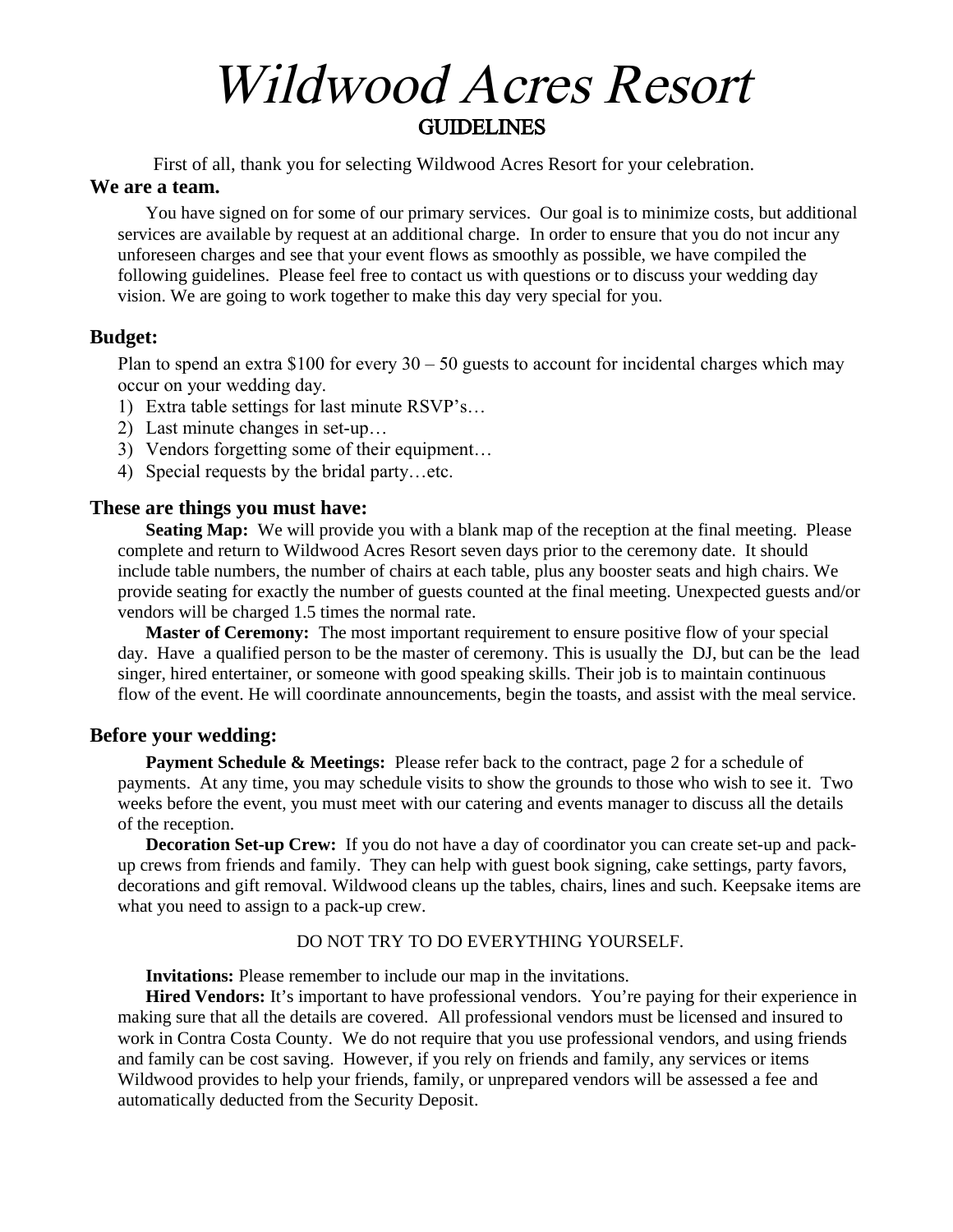# Wildwood Acres Resort

## GUIDELINES

First of all, thank you for selecting Wildwood Acres Resort for your celebration.

### We are a team.

You have signed on for some of our primary services. Our goal is to minimize costs, but additional services are available by request at an additional charge. In order to ensure that you do not incur any unforeseen charges and see that your event flows as smoothly as possible, we have compiled the following guidelines. Please feel free to contact us with questions or to discuss your wedding day vision. We are going to work together to make this day very special for you.

### Budget:

Plan to spend an extra $100 for every 30 – 50 guests to account for incidental charges which may occur on your wedding day.

1) Extra table settings for last minute RSVP's…
2) Last minute changes in set-up…
3) Vendors forgetting some of their equipment…
4) Special requests by the bridal party…etc.

### These are things you must have:

**Seating Map:** We will provide you with a blank map of the reception at the final meeting. Please complete and return to Wildwood Acres Resort seven days prior to the ceremony date. It should include table numbers, the number of chairs at each table, plus any booster seats and high chairs. We provide seating for exactly the number of guests counted at the final meeting. Unexpected guests and/or vendors will be charged 1.5 times the normal rate.

**Master of Ceremony:** The most important requirement to ensure positive flow of your special day. Have a qualified person to be the master of ceremony. This is usually the DJ, but can be the lead singer, hired entertainer, or someone with good speaking skills. Their job is to maintain continuous flow of the event. He will coordinate announcements, begin the toasts, and assist with the meal service.

### Before your wedding:

**Payment Schedule & Meetings:** Please refer back to the contract, page 2 for a schedule of payments. At any time, you may schedule visits to show the grounds to those who wish to see it. Two weeks before the event, you must meet with our catering and events manager to discuss all the details of the reception.

**Decoration Set-up Crew:** If you do not have a day of coordinator you can create set-up and pack-up crews from friends and family. They can help with guest book signing, cake settings, party favors, decorations and gift removal. Wildwood cleans up the tables, chairs, lines and such. Keepsake items are what you need to assign to a pack-up crew.

DO NOT TRY TO DO EVERYTHING YOURSELF.

**Invitations:** Please remember to include our map in the invitations.

**Hired Vendors:** It's important to have professional vendors. You're paying for their experience in making sure that all the details are covered. All professional vendors must be licensed and insured to work in Contra Costa County. We do not require that you use professional vendors, and using friends and family can be cost saving. However, if you rely on friends and family, any services or items Wildwood provides to help your friends, family, or unprepared vendors will be assessed a fee and automatically deducted from the Security Deposit.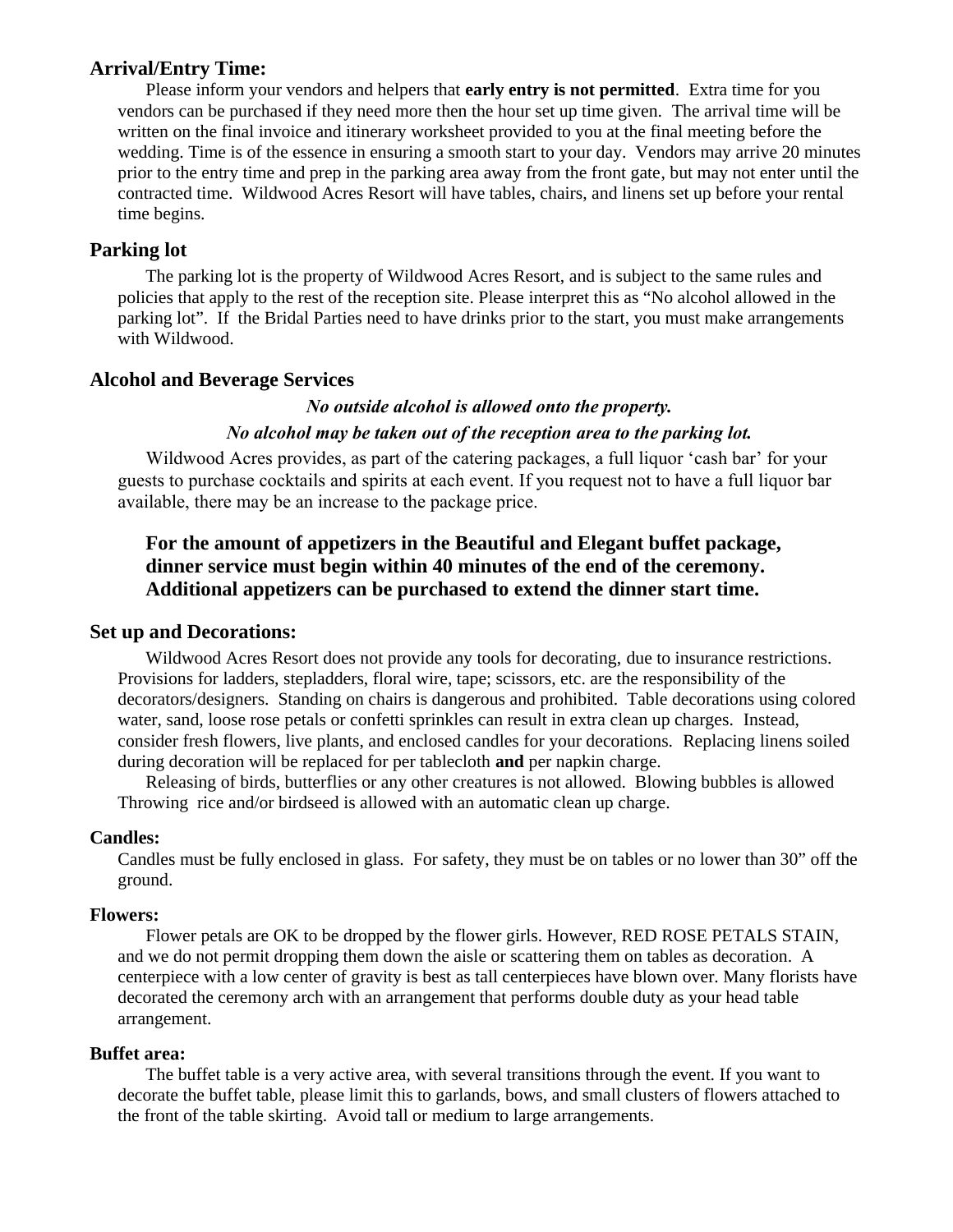## Arrival/Entry Time:

Please inform your vendors and helpers that **early entry is not permitted**. Extra time for you vendors can be purchased if they need more then the hour set up time given. The arrival time will be written on the final invoice and itinerary worksheet provided to you at the final meeting before the wedding. Time is of the essence in ensuring a smooth start to your day. Vendors may arrive 20 minutes prior to the entry time and prep in the parking area away from the front gate, but may not enter until the contracted time. Wildwood Acres Resort will have tables, chairs, and linens set up before your rental time begins.

## Parking lot

The parking lot is the property of Wildwood Acres Resort, and is subject to the same rules and policies that apply to the rest of the reception site. Please interpret this as "No alcohol allowed in the parking lot". If the Bridal Parties need to have drinks prior to the start, you must make arrangements with Wildwood.

## Alcohol and Beverage Services

***No outside alcohol is allowed onto the property.***

***No alcohol may be taken out of the reception area to the parking lot.***

Wildwood Acres provides, as part of the catering packages, a full liquor 'cash bar' for your guests to purchase cocktails and spirits at each event. If you request not to have a full liquor bar available, there may be an increase to the package price.

**For the amount of appetizers in the Beautiful and Elegant buffet package, dinner service must begin within 40 minutes of the end of the ceremony. Additional appetizers can be purchased to extend the dinner start time.**

## Set up and Decorations:

Wildwood Acres Resort does not provide any tools for decorating, due to insurance restrictions. Provisions for ladders, stepladders, floral wire, tape; scissors, etc. are the responsibility of the decorators/designers. Standing on chairs is dangerous and prohibited. Table decorations using colored water, sand, loose rose petals or confetti sprinkles can result in extra clean up charges. Instead, consider fresh flowers, live plants, and enclosed candles for your decorations. Replacing linens soiled during decoration will be replaced for per tablecloth **and** per napkin charge.

Releasing of birds, butterflies or any other creatures is not allowed. Blowing bubbles is allowed Throwing rice and/or birdseed is allowed with an automatic clean up charge.

### Candles:

Candles must be fully enclosed in glass. For safety, they must be on tables or no lower than 30" off the ground.

### Flowers:

Flower petals are OK to be dropped by the flower girls. However, RED ROSE PETALS STAIN, and we do not permit dropping them down the aisle or scattering them on tables as decoration. A centerpiece with a low center of gravity is best as tall centerpieces have blown over. Many florists have decorated the ceremony arch with an arrangement that performs double duty as your head table arrangement.

### Buffet area:

The buffet table is a very active area, with several transitions through the event. If you want to decorate the buffet table, please limit this to garlands, bows, and small clusters of flowers attached to the front of the table skirting. Avoid tall or medium to large arrangements.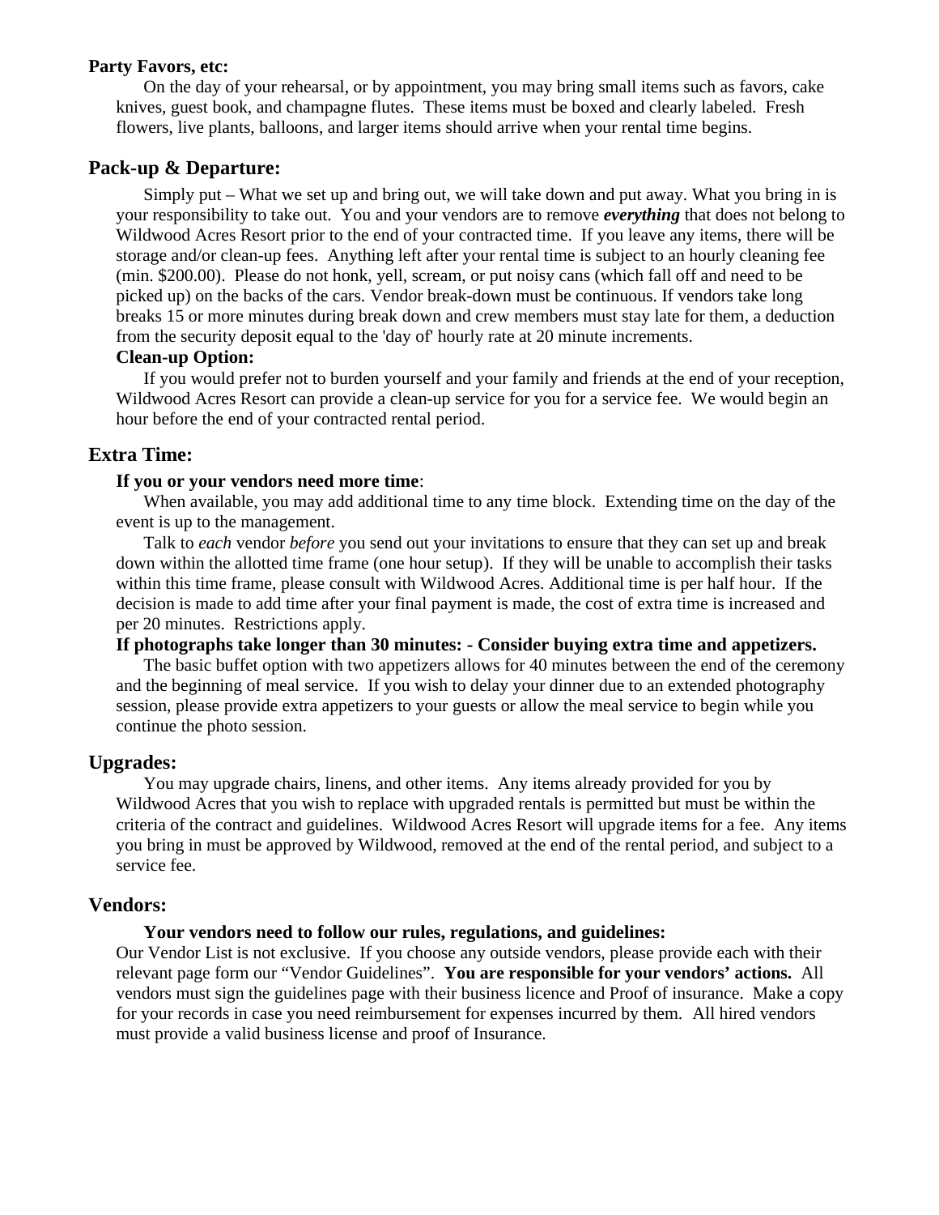**Party Favors, etc:**

On the day of your rehearsal, or by appointment, you may bring small items such as favors, cake knives, guest book, and champagne flutes. These items must be boxed and clearly labeled. Fresh flowers, live plants, balloons, and larger items should arrive when your rental time begins.

## Pack-up & Departure:

Simply put – What we set up and bring out, we will take down and put away. What you bring in is your responsibility to take out. You and your vendors are to remove ***everything*** that does not belong to Wildwood Acres Resort prior to the end of your contracted time. If you leave any items, there will be storage and/or clean-up fees. Anything left after your rental time is subject to an hourly cleaning fee (min. $200.00). Please do not honk, yell, scream, or put noisy cans (which fall off and need to be picked up) on the backs of the cars. Vendor break-down must be continuous. If vendors take long breaks 15 or more minutes during break down and crew members must stay late for them, a deduction from the security deposit equal to the 'day of' hourly rate at 20 minute increments.

**Clean-up Option:**

If you would prefer not to burden yourself and your family and friends at the end of your reception, Wildwood Acres Resort can provide a clean-up service for you for a service fee. We would begin an hour before the end of your contracted rental period.

## Extra Time:

**If you or your vendors need more time**:

When available, you may add additional time to any time block. Extending time on the day of the event is up to the management.

Talk to *each* vendor *before* you send out your invitations to ensure that they can set up and break down within the allotted time frame (one hour setup). If they will be unable to accomplish their tasks within this time frame, please consult with Wildwood Acres. Additional time is per half hour. If the decision is made to add time after your final payment is made, the cost of extra time is increased and per 20 minutes. Restrictions apply.

**If photographs take longer than 30 minutes: - Consider buying extra time and appetizers.**

The basic buffet option with two appetizers allows for 40 minutes between the end of the ceremony and the beginning of meal service. If you wish to delay your dinner due to an extended photography session, please provide extra appetizers to your guests or allow the meal service to begin while you continue the photo session.

## Upgrades:

You may upgrade chairs, linens, and other items. Any items already provided for you by Wildwood Acres that you wish to replace with upgraded rentals is permitted but must be within the criteria of the contract and guidelines. Wildwood Acres Resort will upgrade items for a fee. Any items you bring in must be approved by Wildwood, removed at the end of the rental period, and subject to a service fee.

## Vendors:

**Your vendors need to follow our rules, regulations, and guidelines:**

Our Vendor List is not exclusive. If you choose any outside vendors, please provide each with their relevant page form our "Vendor Guidelines". **You are responsible for your vendors' actions.** All vendors must sign the guidelines page with their business licence and Proof of insurance. Make a copy for your records in case you need reimbursement for expenses incurred by them. All hired vendors must provide a valid business license and proof of Insurance.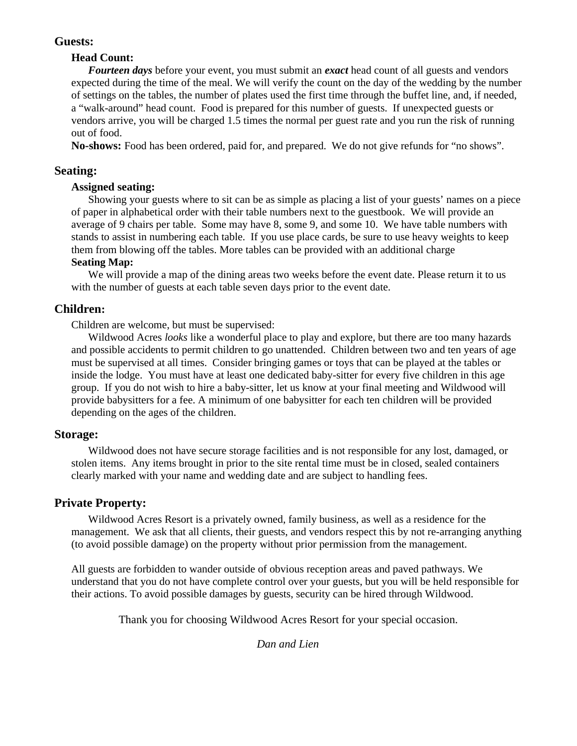## Guests:

### Head Count:

***Fourteen days*** before your event, you must submit an ***exact*** head count of all guests and vendors expected during the time of the meal. We will verify the count on the day of the wedding by the number of settings on the tables, the number of plates used the first time through the buffet line, and, if needed, a "walk-around" head count. Food is prepared for this number of guests. If unexpected guests or vendors arrive, you will be charged 1.5 times the normal per guest rate and you run the risk of running out of food.

**No-shows:** Food has been ordered, paid for, and prepared. We do not give refunds for "no shows".

## Seating:

### Assigned seating:

Showing your guests where to sit can be as simple as placing a list of your guests' names on a piece of paper in alphabetical order with their table numbers next to the guestbook. We will provide an average of 9 chairs per table. Some may have 8, some 9, and some 10. We have table numbers with stands to assist in numbering each table. If you use place cards, be sure to use heavy weights to keep them from blowing off the tables. More tables can be provided with an additional charge

### Seating Map:

We will provide a map of the dining areas two weeks before the event date. Please return it to us with the number of guests at each table seven days prior to the event date.

## Children:

Children are welcome, but must be supervised:

Wildwood Acres *looks* like a wonderful place to play and explore, but there are too many hazards and possible accidents to permit children to go unattended. Children between two and ten years of age must be supervised at all times. Consider bringing games or toys that can be played at the tables or inside the lodge. You must have at least one dedicated baby-sitter for every five children in this age group. If you do not wish to hire a baby-sitter, let us know at your final meeting and Wildwood will provide babysitters for a fee. A minimum of one babysitter for each ten children will be provided depending on the ages of the children.

## Storage:

Wildwood does not have secure storage facilities and is not responsible for any lost, damaged, or stolen items. Any items brought in prior to the site rental time must be in closed, sealed containers clearly marked with your name and wedding date and are subject to handling fees.

## Private Property:

Wildwood Acres Resort is a privately owned, family business, as well as a residence for the management. We ask that all clients, their guests, and vendors respect this by not re-arranging anything (to avoid possible damage) on the property without prior permission from the management.

All guests are forbidden to wander outside of obvious reception areas and paved pathways. We understand that you do not have complete control over your guests, but you will be held responsible for their actions. To avoid possible damages by guests, security can be hired through Wildwood.

Thank you for choosing Wildwood Acres Resort for your special occasion.

*Dan and Lien*